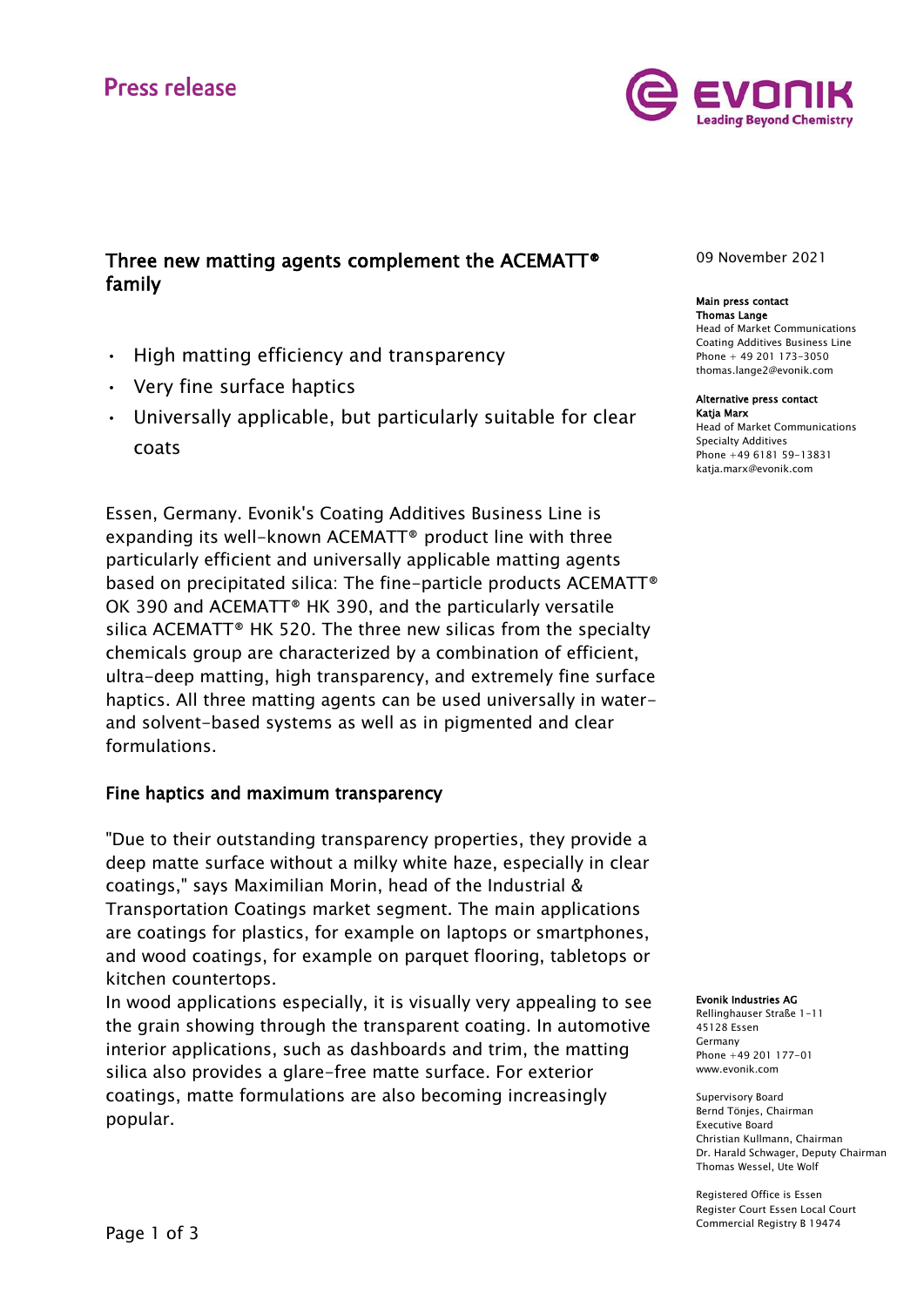Press release

# Three new matting agents complement the ACEMATT® family

09 November 2021

**Main press contact**
**Thomas Lange**
Head of Market Communications
Coating Additives Business Line
Phone + 49 201 173-3050
thomas.lange2@evonik.com

**Alternative press contact**
**Katja Marx**
Head of Market Communications
Specialty Additives
Phone +49 6181 59-13831
katja.marx@evonik.com

- High matting efficiency and transparency
- Very fine surface haptics
- Universally applicable, but particularly suitable for clear coats

Essen, Germany. Evonik's Coating Additives Business Line is expanding its well-known ACEMATT® product line with three particularly efficient and universally applicable matting agents based on precipitated silica: The fine-particle products ACEMATT® OK 390 and ACEMATT® HK 390, and the particularly versatile silica ACEMATT® HK 520. The three new silicas from the specialty chemicals group are characterized by a combination of efficient, ultra-deep matting, high transparency, and extremely fine surface haptics. All three matting agents can be used universally in water- and solvent-based systems as well as in pigmented and clear formulations.

## Fine haptics and maximum transparency

"Due to their outstanding transparency properties, they provide a deep matte surface without a milky white haze, especially in clear coatings," says Maximilian Morin, head of the Industrial & Transportation Coatings market segment. The main applications are coatings for plastics, for example on laptops or smartphones, and wood coatings, for example on parquet flooring, tabletops or kitchen countertops.

In wood applications especially, it is visually very appealing to see the grain showing through the transparent coating. In automotive interior applications, such as dashboards and trim, the matting silica also provides a glare-free matte surface. For exterior coatings, matte formulations are also becoming increasingly popular.

**Evonik Industries AG**
Rellinghauser Straße 1-11
45128 Essen
Germany
Phone +49 201 177-01
www.evonik.com

Supervisory Board
Bernd Tönjes, Chairman
Executive Board
Christian Kullmann, Chairman
Dr. Harald Schwager, Deputy Chairman
Thomas Wessel, Ute Wolf

Registered Office is Essen
Register Court Essen Local Court
Commercial Registry B 19474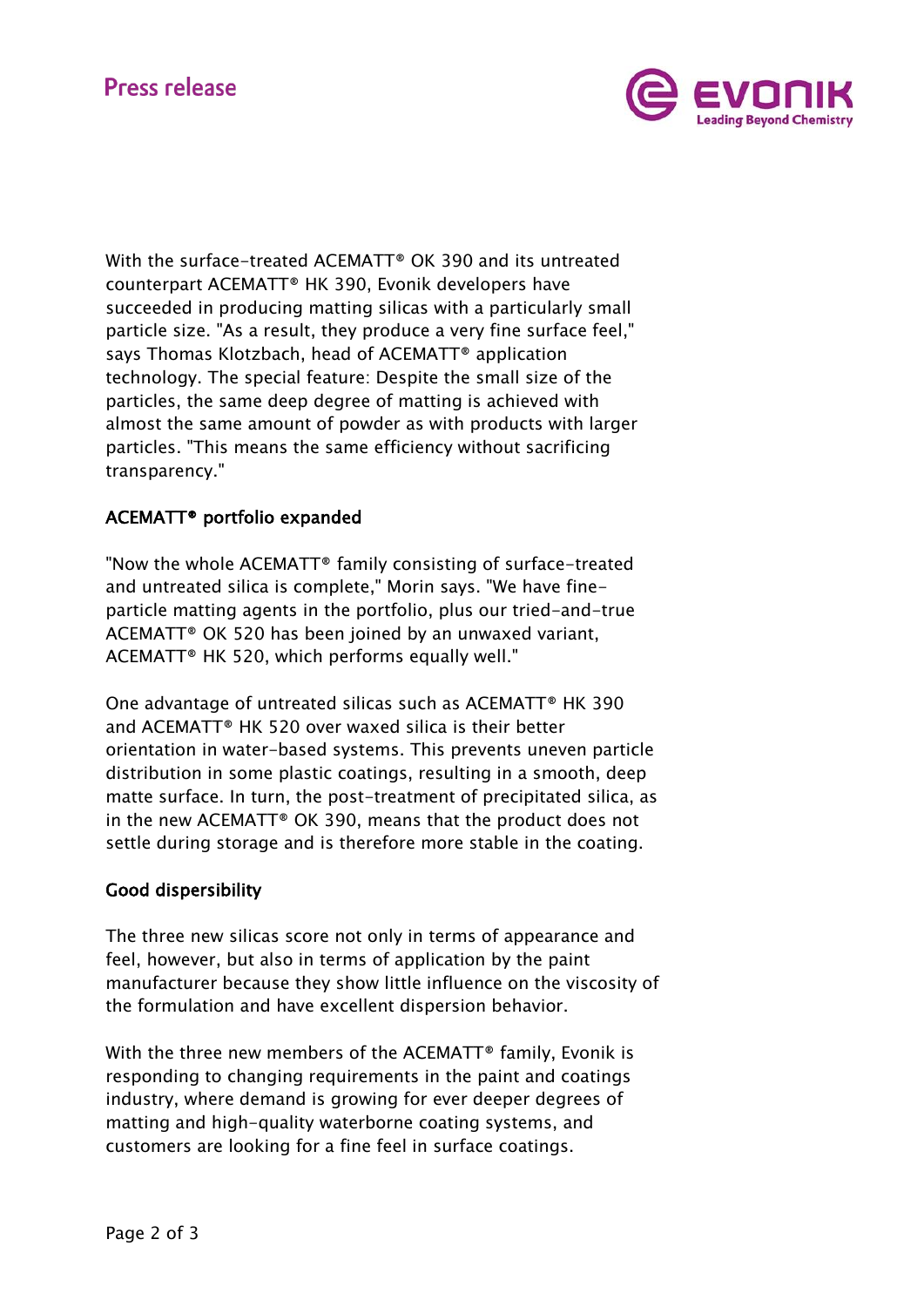With the surface-treated ACEMATT® OK 390 and its untreated counterpart ACEMATT® HK 390, Evonik developers have succeeded in producing matting silicas with a particularly small particle size. "As a result, they produce a very fine surface feel," says Thomas Klotzbach, head of ACEMATT® application technology. The special feature: Despite the small size of the particles, the same deep degree of matting is achieved with almost the same amount of powder as with products with larger particles. "This means the same efficiency without sacrificing transparency."

## ACEMATT® portfolio expanded

"Now the whole ACEMATT® family consisting of surface-treated and untreated silica is complete," Morin says. "We have fine-particle matting agents in the portfolio, plus our tried-and-true ACEMATT® OK 520 has been joined by an unwaxed variant, ACEMATT® HK 520, which performs equally well."

One advantage of untreated silicas such as ACEMATT® HK 390 and ACEMATT® HK 520 over waxed silica is their better orientation in water-based systems. This prevents uneven particle distribution in some plastic coatings, resulting in a smooth, deep matte surface. In turn, the post-treatment of precipitated silica, as in the new ACEMATT® OK 390, means that the product does not settle during storage and is therefore more stable in the coating.

## Good dispersibility

The three new silicas score not only in terms of appearance and feel, however, but also in terms of application by the paint manufacturer because they show little influence on the viscosity of the formulation and have excellent dispersion behavior.

With the three new members of the ACEMATT® family, Evonik is responding to changing requirements in the paint and coatings industry, where demand is growing for ever deeper degrees of matting and high-quality waterborne coating systems, and customers are looking for a fine feel in surface coatings.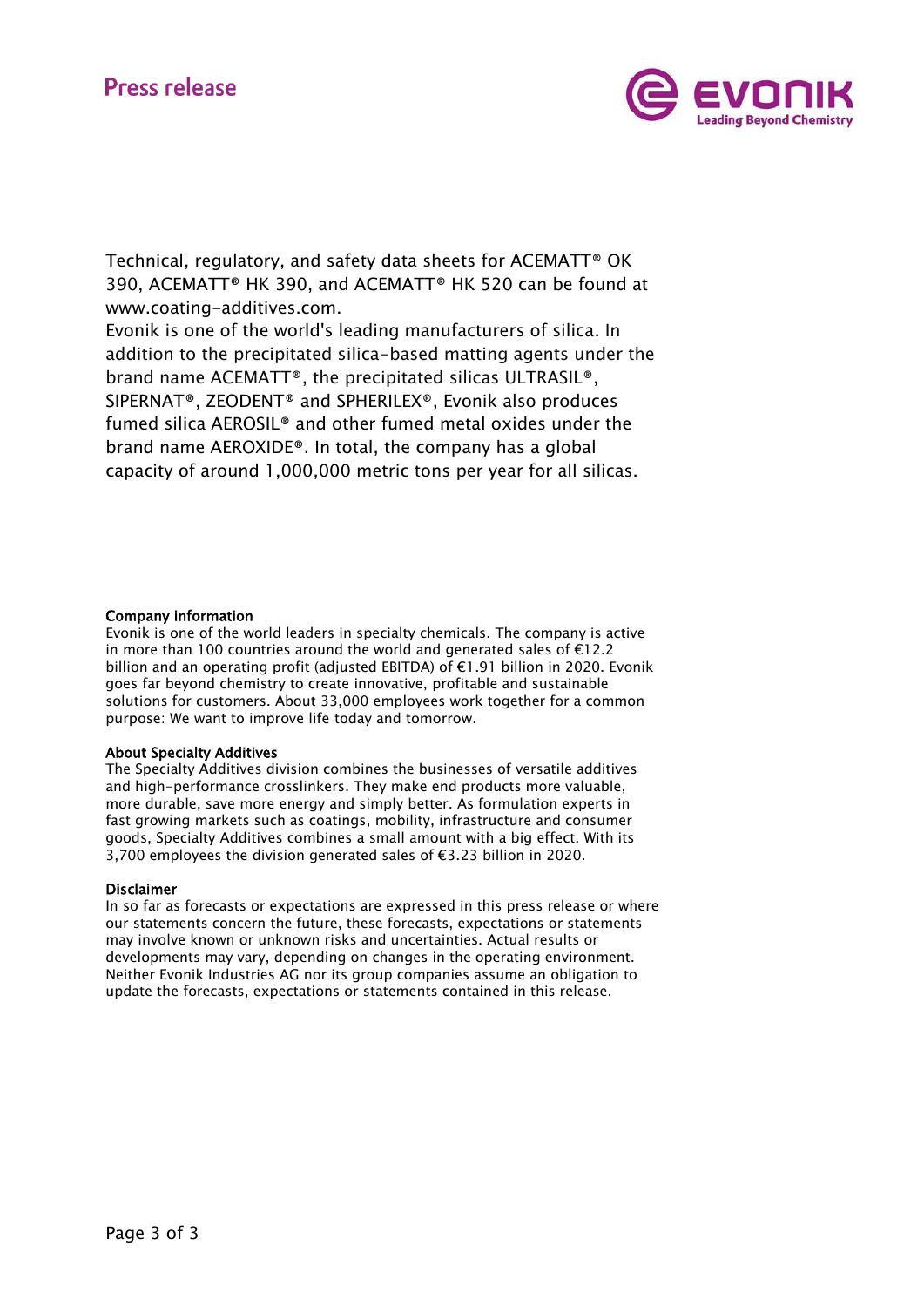Technical, regulatory, and safety data sheets for ACEMATT® OK 390, ACEMATT® HK 390, and ACEMATT® HK 520 can be found at www.coating-additives.com.

Evonik is one of the world's leading manufacturers of silica. In addition to the precipitated silica-based matting agents under the brand name ACEMATT®, the precipitated silicas ULTRASIL®, SIPERNAT®, ZEODENT® and SPHERILEX®, Evonik also produces fumed silica AEROSIL® and other fumed metal oxides under the brand name AEROXIDE®. In total, the company has a global capacity of around 1,000,000 metric tons per year for all silicas.

**Company information**

Evonik is one of the world leaders in specialty chemicals. The company is active in more than 100 countries around the world and generated sales of €12.2 billion and an operating profit (adjusted EBITDA) of €1.91 billion in 2020. Evonik goes far beyond chemistry to create innovative, profitable and sustainable solutions for customers. About 33,000 employees work together for a common purpose: We want to improve life today and tomorrow.

**About Specialty Additives**

The Specialty Additives division combines the businesses of versatile additives and high-performance crosslinkers. They make end products more valuable, more durable, save more energy and simply better. As formulation experts in fast growing markets such as coatings, mobility, infrastructure and consumer goods, Specialty Additives combines a small amount with a big effect. With its 3,700 employees the division generated sales of €3.23 billion in 2020.

**Disclaimer**

In so far as forecasts or expectations are expressed in this press release or where our statements concern the future, these forecasts, expectations or statements may involve known or unknown risks and uncertainties. Actual results or developments may vary, depending on changes in the operating environment. Neither Evonik Industries AG nor its group companies assume an obligation to update the forecasts, expectations or statements contained in this release.